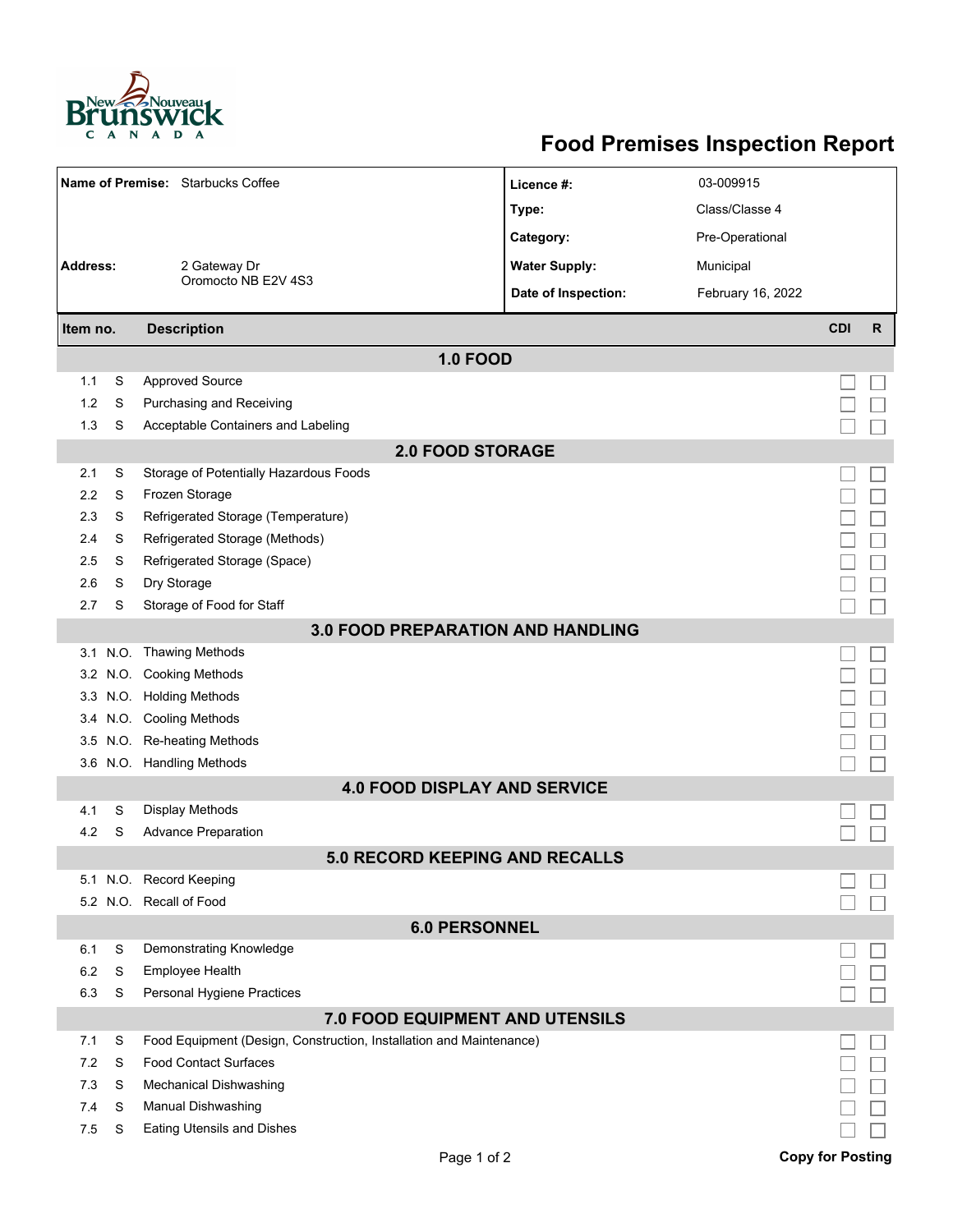# Food Premises Inspection Report

| | | | |
|---|---|---|---|
| **Name of Premise:** | Starbucks Coffee | **Licence #:** | 03-009915 |
| | | **Type:** | Class/Classe 4 |
| | | **Category:** | Pre-Operational |
| **Address:** | 2 Gateway Dr<br>Oromocto NB E2V 4S3 | **Water Supply:** | Municipal |
| | | **Date of Inspection:** | February 16, 2022 |

| Item no. | | Description | CDI | R |
|---|---|---|---|---|
| | | **1.0 FOOD** | | |
| 1.1 | S | Approved Source | ☐ | ☐ |
| 1.2 | S | Purchasing and Receiving | ☐ | ☐ |
| 1.3 | S | Acceptable Containers and Labeling | ☐ | ☐ |
| | | **2.0 FOOD STORAGE** | | |
| 2.1 | S | Storage of Potentially Hazardous Foods | ☐ | ☐ |
| 2.2 | S | Frozen Storage | ☐ | ☐ |
| 2.3 | S | Refrigerated Storage (Temperature) | ☐ | ☐ |
| 2.4 | S | Refrigerated Storage (Methods) | ☐ | ☐ |
| 2.5 | S | Refrigerated Storage (Space) | ☐ | ☐ |
| 2.6 | S | Dry Storage | ☐ | ☐ |
| 2.7 | S | Storage of Food for Staff | ☐ | ☐ |
| | | **3.0 FOOD PREPARATION AND HANDLING** | | |
| 3.1 | N.O. | Thawing Methods | ☐ | ☐ |
| 3.2 | N.O. | Cooking Methods | ☐ | ☐ |
| 3.3 | N.O. | Holding Methods | ☐ | ☐ |
| 3.4 | N.O. | Cooling Methods | ☐ | ☐ |
| 3.5 | N.O. | Re-heating Methods | ☐ | ☐ |
| 3.6 | N.O. | Handling Methods | ☐ | ☐ |
| | | **4.0 FOOD DISPLAY AND SERVICE** | | |
| 4.1 | S | Display Methods | ☐ | ☐ |
| 4.2 | S | Advance Preparation | ☐ | ☐ |
| | | **5.0 RECORD KEEPING AND RECALLS** | | |
| 5.1 | N.O. | Record Keeping | ☐ | ☐ |
| 5.2 | N.O. | Recall of Food | ☐ | ☐ |
| | | **6.0 PERSONNEL** | | |
| 6.1 | S | Demonstrating Knowledge | ☐ | ☐ |
| 6.2 | S | Employee Health | ☐ | ☐ |
| 6.3 | S | Personal Hygiene Practices | ☐ | ☐ |
| | | **7.0 FOOD EQUIPMENT AND UTENSILS** | | |
| 7.1 | S | Food Equipment (Design, Construction, Installation and Maintenance) | ☐ | ☐ |
| 7.2 | S | Food Contact Surfaces | ☐ | ☐ |
| 7.3 | S | Mechanical Dishwashing | ☐ | ☐ |
| 7.4 | S | Manual Dishwashing | ☐ | ☐ |
| 7.5 | S | Eating Utensils and Dishes | ☐ | ☐ |

**Copy for Posting**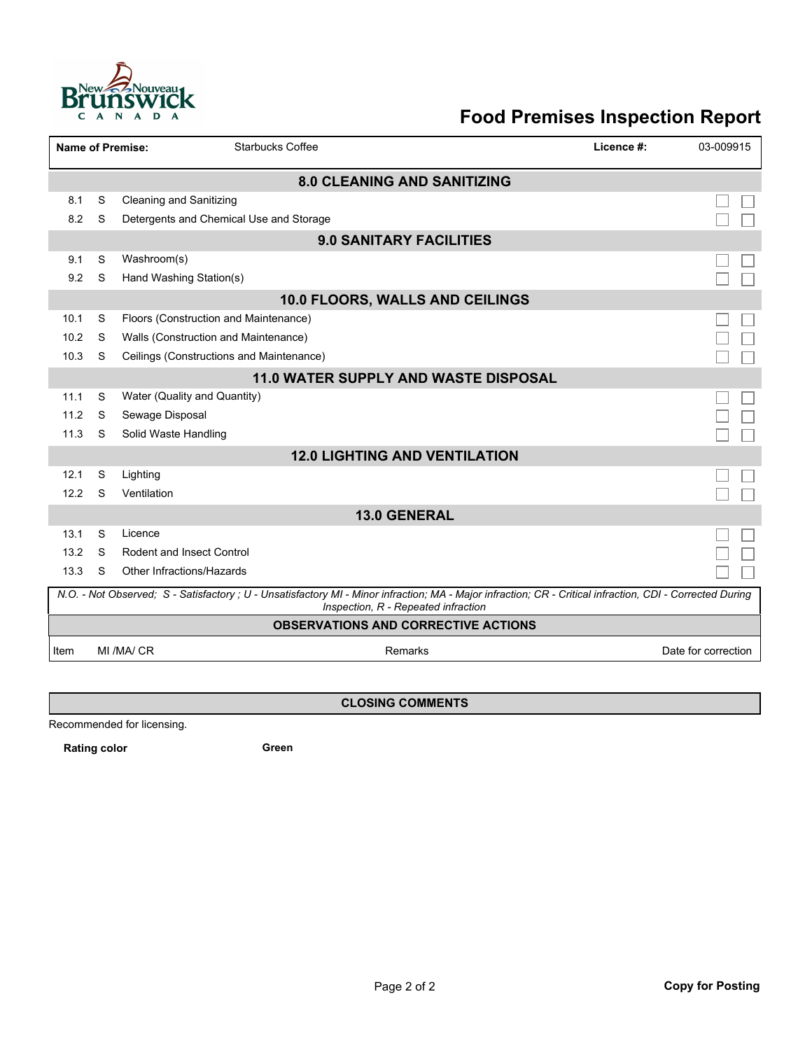# Food Premises Inspection Report

| **Name of Premise:** | Starbucks Coffee | **Licence #:** | 03-009915 |
|---|---|---|---|

| | | | | |
|---|---|---|---|---|
| **8.0 CLEANING AND SANITIZING** | | | | |
| 8.1 | S | Cleaning and Sanitizing | ☐ | ☐ |
| 8.2 | S | Detergents and Chemical Use and Storage | ☐ | ☐ |
| **9.0 SANITARY FACILITIES** | | | | |
| 9.1 | S | Washroom(s) | ☐ | ☐ |
| 9.2 | S | Hand Washing Station(s) | ☐ | ☐ |
| **10.0 FLOORS, WALLS AND CEILINGS** | | | | |
| 10.1 | S | Floors (Construction and Maintenance) | ☐ | ☐ |
| 10.2 | S | Walls (Construction and Maintenance) | ☐ | ☐ |
| 10.3 | S | Ceilings (Constructions and Maintenance) | ☐ | ☐ |
| **11.0 WATER SUPPLY AND WASTE DISPOSAL** | | | | |
| 11.1 | S | Water (Quality and Quantity) | ☐ | ☐ |
| 11.2 | S | Sewage Disposal | ☐ | ☐ |
| 11.3 | S | Solid Waste Handling | ☐ | ☐ |
| **12.0 LIGHTING AND VENTILATION** | | | | |
| 12.1 | S | Lighting | ☐ | ☐ |
| 12.2 | S | Ventilation | ☐ | ☐ |
| **13.0 GENERAL** | | | | |
| 13.1 | S | Licence | ☐ | ☐ |
| 13.2 | S | Rodent and Insect Control | ☐ | ☐ |
| 13.3 | S | Other Infractions/Hazards | ☐ | ☐ |

*N.O. - Not Observed; S - Satisfactory ; U - Unsatisfactory MI - Minor infraction; MA - Major infraction; CR - Critical infraction, CDI - Corrected During Inspection, R - Repeated infraction*

## OBSERVATIONS AND CORRECTIVE ACTIONS

| Item | MI /MA/ CR | Remarks | Date for correction |
|---|---|---|---|

## CLOSING COMMENTS

Recommended for licensing.

**Rating color** **Green**

**Copy for Posting**